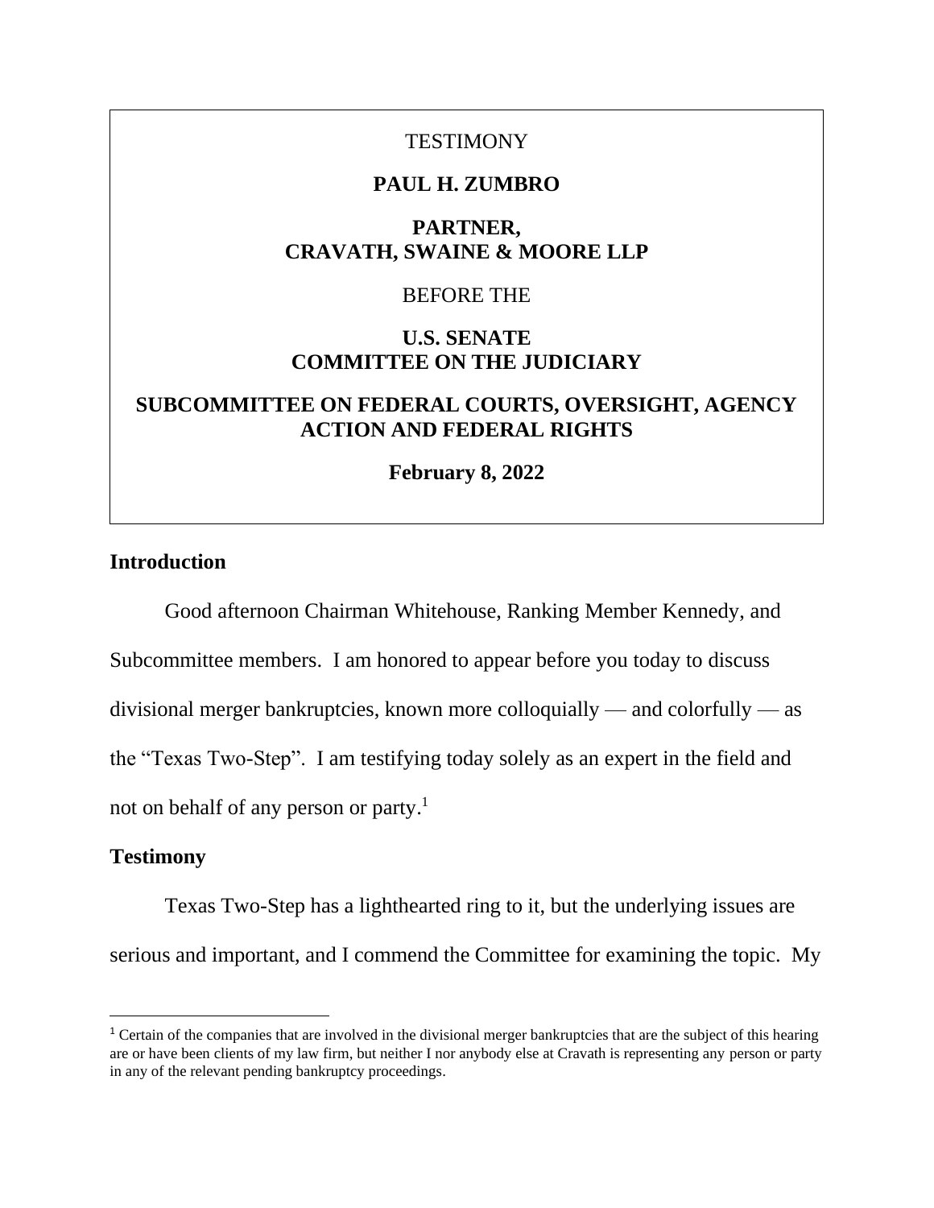TESTIMONY

**PAUL H. ZUMBRO**

**PARTNER,**
**CRAVATH, SWAINE & MOORE LLP**

BEFORE THE

**U.S. SENATE**
**COMMITTEE ON THE JUDICIARY**

**SUBCOMMITTEE ON FEDERAL COURTS, OVERSIGHT, AGENCY ACTION AND FEDERAL RIGHTS**

**February 8, 2022**

## Introduction

Good afternoon Chairman Whitehouse, Ranking Member Kennedy, and Subcommittee members. I am honored to appear before you today to discuss divisional merger bankruptcies, known more colloquially — and colorfully — as the "Texas Two-Step". I am testifying today solely as an expert in the field and not on behalf of any person or party.[1]

## Testimony

Texas Two-Step has a lighthearted ring to it, but the underlying issues are serious and important, and I commend the Committee for examining the topic. My

[1] Certain of the companies that are involved in the divisional merger bankruptcies that are the subject of this hearing are or have been clients of my law firm, but neither I nor anybody else at Cravath is representing any person or party in any of the relevant pending bankruptcy proceedings.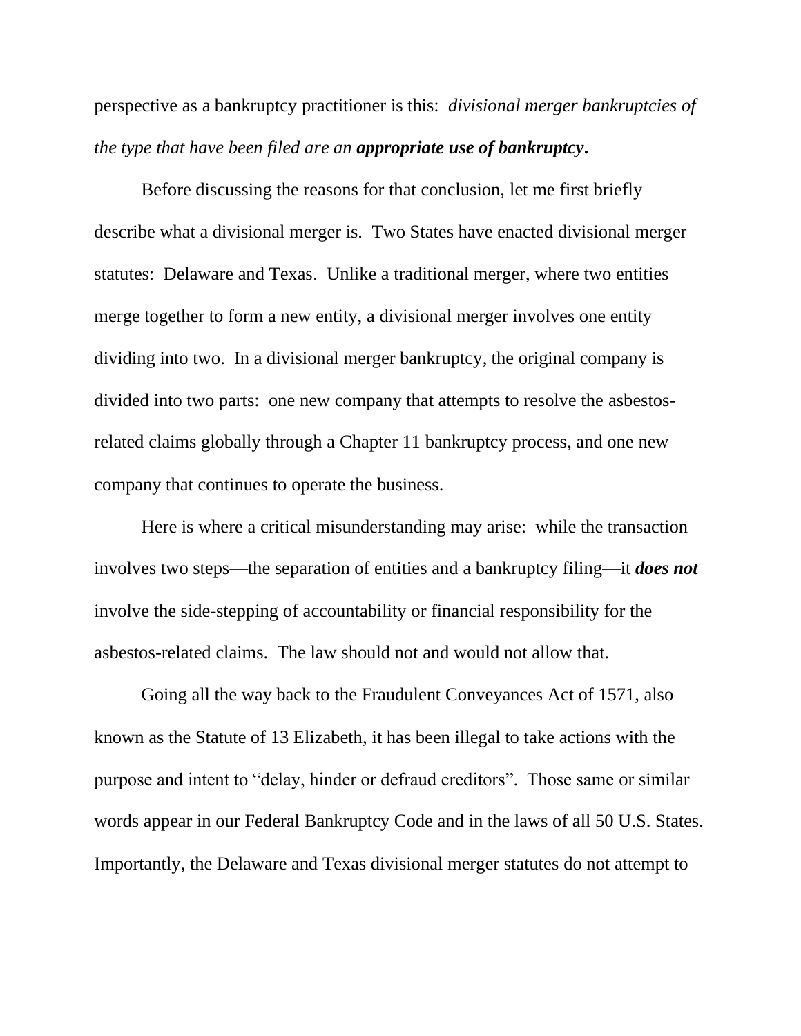perspective as a bankruptcy practitioner is this: *divisional merger bankruptcies of the type that have been filed are an **appropriate use of bankruptcy.***

Before discussing the reasons for that conclusion, let me first briefly describe what a divisional merger is. Two States have enacted divisional merger statutes: Delaware and Texas. Unlike a traditional merger, where two entities merge together to form a new entity, a divisional merger involves one entity dividing into two. In a divisional merger bankruptcy, the original company is divided into two parts: one new company that attempts to resolve the asbestos-related claims globally through a Chapter 11 bankruptcy process, and one new company that continues to operate the business.

Here is where a critical misunderstanding may arise: while the transaction involves two steps—the separation of entities and a bankruptcy filing—it ***does not*** involve the side-stepping of accountability or financial responsibility for the asbestos-related claims. The law should not and would not allow that.

Going all the way back to the Fraudulent Conveyances Act of 1571, also known as the Statute of 13 Elizabeth, it has been illegal to take actions with the purpose and intent to "delay, hinder or defraud creditors". Those same or similar words appear in our Federal Bankruptcy Code and in the laws of all 50 U.S. States. Importantly, the Delaware and Texas divisional merger statutes do not attempt to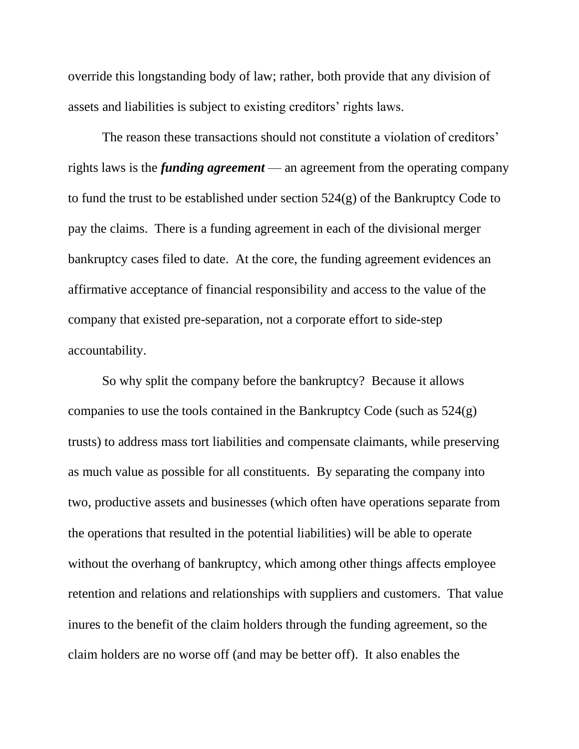override this longstanding body of law; rather, both provide that any division of assets and liabilities is subject to existing creditors' rights laws.

The reason these transactions should not constitute a violation of creditors' rights laws is the ***funding agreement*** — an agreement from the operating company to fund the trust to be established under section 524(g) of the Bankruptcy Code to pay the claims. There is a funding agreement in each of the divisional merger bankruptcy cases filed to date. At the core, the funding agreement evidences an affirmative acceptance of financial responsibility and access to the value of the company that existed pre-separation, not a corporate effort to side-step accountability.

So why split the company before the bankruptcy? Because it allows companies to use the tools contained in the Bankruptcy Code (such as 524(g) trusts) to address mass tort liabilities and compensate claimants, while preserving as much value as possible for all constituents. By separating the company into two, productive assets and businesses (which often have operations separate from the operations that resulted in the potential liabilities) will be able to operate without the overhang of bankruptcy, which among other things affects employee retention and relations and relationships with suppliers and customers. That value inures to the benefit of the claim holders through the funding agreement, so the claim holders are no worse off (and may be better off). It also enables the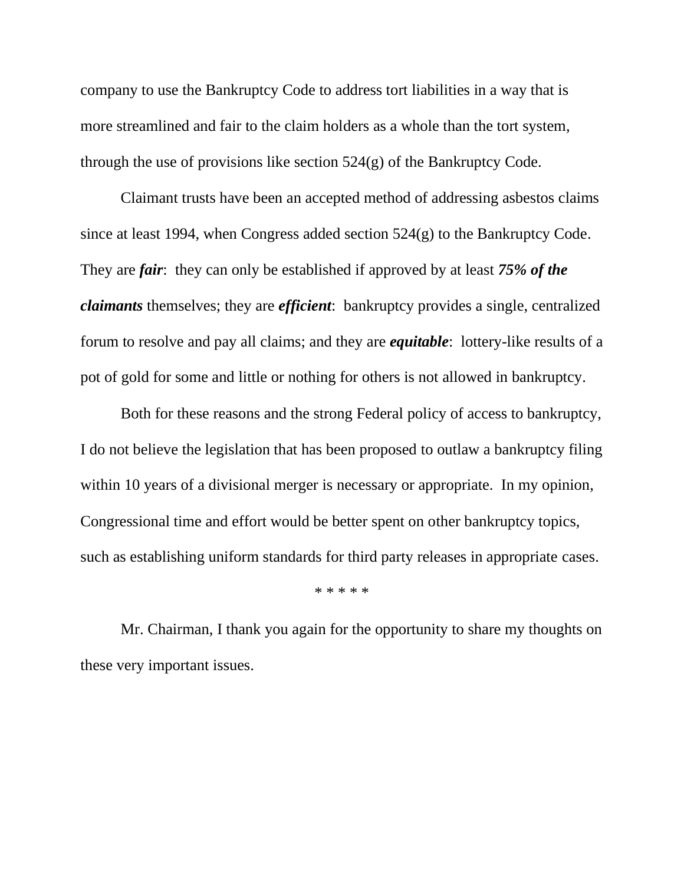company to use the Bankruptcy Code to address tort liabilities in a way that is more streamlined and fair to the claim holders as a whole than the tort system, through the use of provisions like section 524(g) of the Bankruptcy Code.

Claimant trusts have been an accepted method of addressing asbestos claims since at least 1994, when Congress added section 524(g) to the Bankruptcy Code. They are ***fair***: they can only be established if approved by at least ***75% of the claimants*** themselves; they are ***efficient***: bankruptcy provides a single, centralized forum to resolve and pay all claims; and they are ***equitable***: lottery-like results of a pot of gold for some and little or nothing for others is not allowed in bankruptcy.

Both for these reasons and the strong Federal policy of access to bankruptcy, I do not believe the legislation that has been proposed to outlaw a bankruptcy filing within 10 years of a divisional merger is necessary or appropriate. In my opinion, Congressional time and effort would be better spent on other bankruptcy topics, such as establishing uniform standards for third party releases in appropriate cases.

* * * * *

Mr. Chairman, I thank you again for the opportunity to share my thoughts on these very important issues.